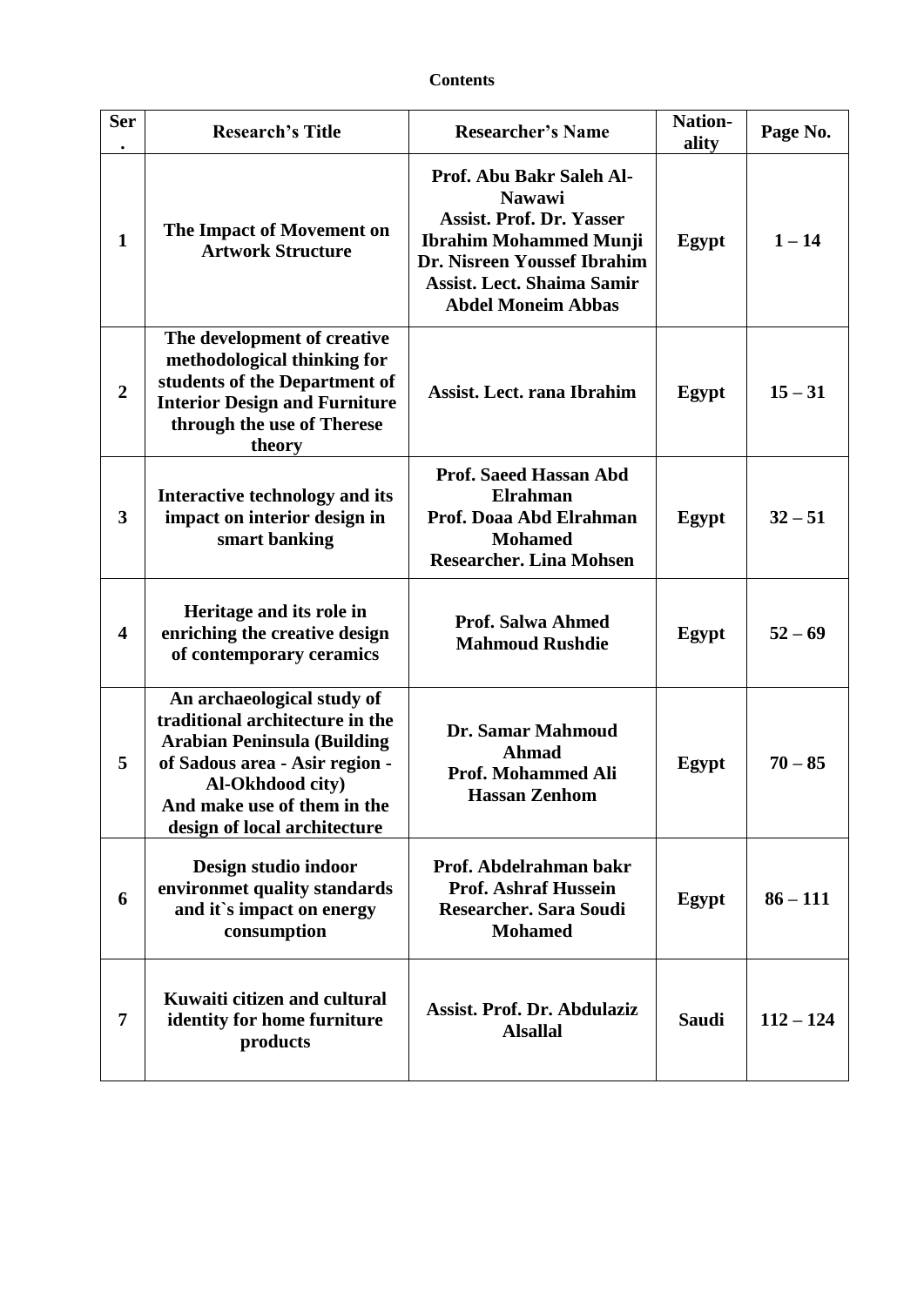# Contents

| Ser. | Research's Title | Researcher's Name | Nation-ality | Page No. |
|---|---|---|---|---|
| 1 | The Impact of Movement on Artwork Structure | Prof. Abu Bakr Saleh Al-Nawawi<br>Assist. Prof. Dr. Yasser Ibrahim Mohammed Munji<br>Dr. Nisreen Youssef Ibrahim<br>Assist. Lect. Shaima Samir Abdel Moneim Abbas | Egypt | 1 – 14 |
| 2 | The development of creative methodological thinking for students of the Department of Interior Design and Furniture through the use of Therese theory | Assist. Lect. rana Ibrahim | Egypt | 15 – 31 |
| 3 | Interactive technology and its impact on interior design in smart banking | Prof. Saeed Hassan Abd Elrahman<br>Prof. Doaa Abd Elrahman Mohamed<br>Researcher. Lina Mohsen | Egypt | 32 – 51 |
| 4 | Heritage and its role in enriching the creative design of contemporary ceramics | Prof. Salwa Ahmed Mahmoud Rushdie | Egypt | 52 – 69 |
| 5 | An archaeological study of traditional architecture in the Arabian Peninsula (Building of Sadous area - Asir region - Al-Okhdood city)<br>And make use of them in the design of local architecture | Dr. Samar Mahmoud Ahmad<br>Prof. Mohammed Ali Hassan Zenhom | Egypt | 70 – 85 |
| 6 | Design studio indoor environmet quality standards and it`s impact on energy consumption | Prof. Abdelrahman bakr<br>Prof. Ashraf Hussein<br>Researcher. Sara Soudi Mohamed | Egypt | 86 – 111 |
| 7 | Kuwaiti citizen and cultural identity for home furniture products | Assist. Prof. Dr. Abdulaziz Alsallal | Saudi | 112 – 124 |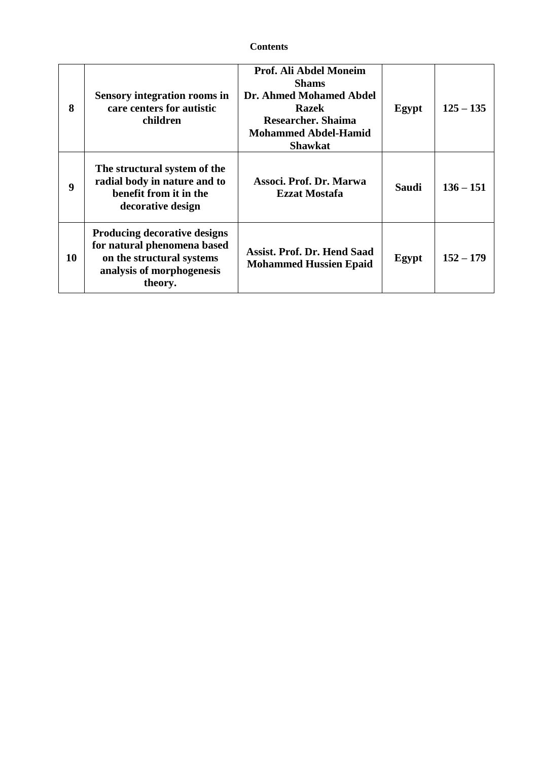**Contents**

| | | | | |
|---|---|---|---|---|
| **8** | **Sensory integration rooms in care centers for autistic children** | **Prof. Ali Abdel Moneim Shams**<br>**Dr. Ahmed Mohamed Abdel Razek**<br>**Researcher. Shaima Mohammed Abdel-Hamid Shawkat** | **Egypt** | **125 – 135** |
| **9** | **The structural system of the radial body in nature and to benefit from it in the decorative design** | **Associ. Prof. Dr. Marwa Ezzat Mostafa** | **Saudi** | **136 – 151** |
| **10** | **Producing decorative designs for natural phenomena based on the structural systems analysis of morphogenesis theory.** | **Assist. Prof. Dr. Hend Saad Mohammed Hussien Epaid** | **Egypt** | **152 – 179** |